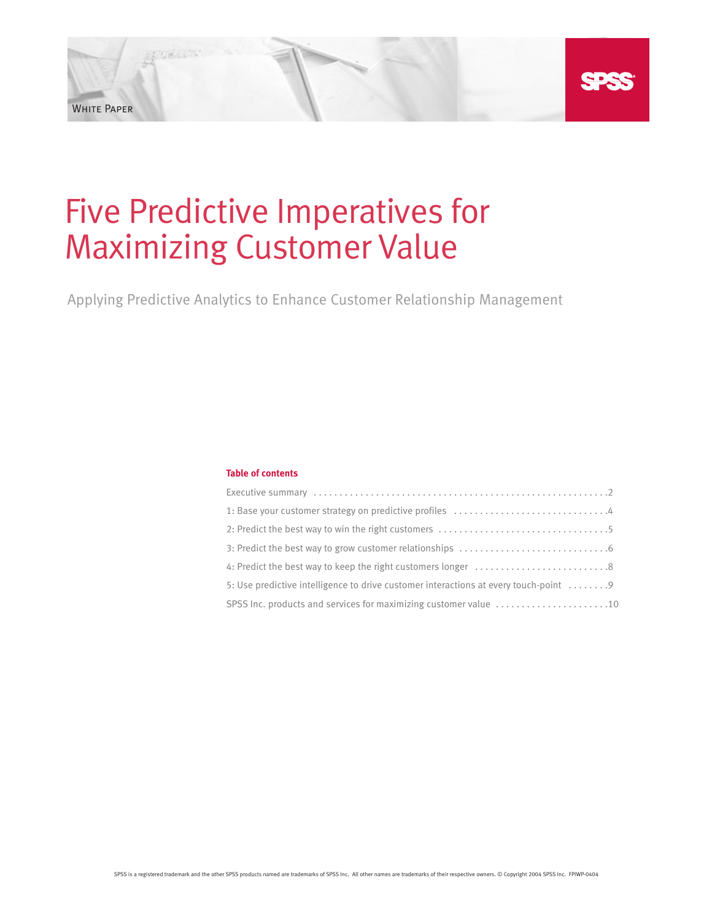White Paper

# Five Predictive Imperatives for Maximizing Customer Value

Applying Predictive Analytics to Enhance Customer Relationship Management

**Table of contents**

Executive summary . . . . . . . . . . . . . . . . . . . . . . . . . . . . . . . . . . . . . . . . . . . . . . . . . . . . . . . . . .2

1: Base your customer strategy on predictive profiles . . . . . . . . . . . . . . . . . . . . . . . . . . . . . .4

2: Predict the best way to win the right customers . . . . . . . . . . . . . . . . . . . . . . . . . . . . . . . . .5

3: Predict the best way to grow customer relationships . . . . . . . . . . . . . . . . . . . . . . . . . . . .6

4: Predict the best way to keep the right customers longer . . . . . . . . . . . . . . . . . . . . . . . . .8

5: Use predictive intelligence to drive customer interactions at every touch-point . . . . . . . .9

SPSS Inc. products and services for maximizing customer value . . . . . . . . . . . . . . . . . . . . . .10

SPSS is a registered trademark and the other SPSS products named are trademarks of SPSS Inc. All other names are trademarks of their respective owners. © Copyright 2004 SPSS Inc. FPIWP-0404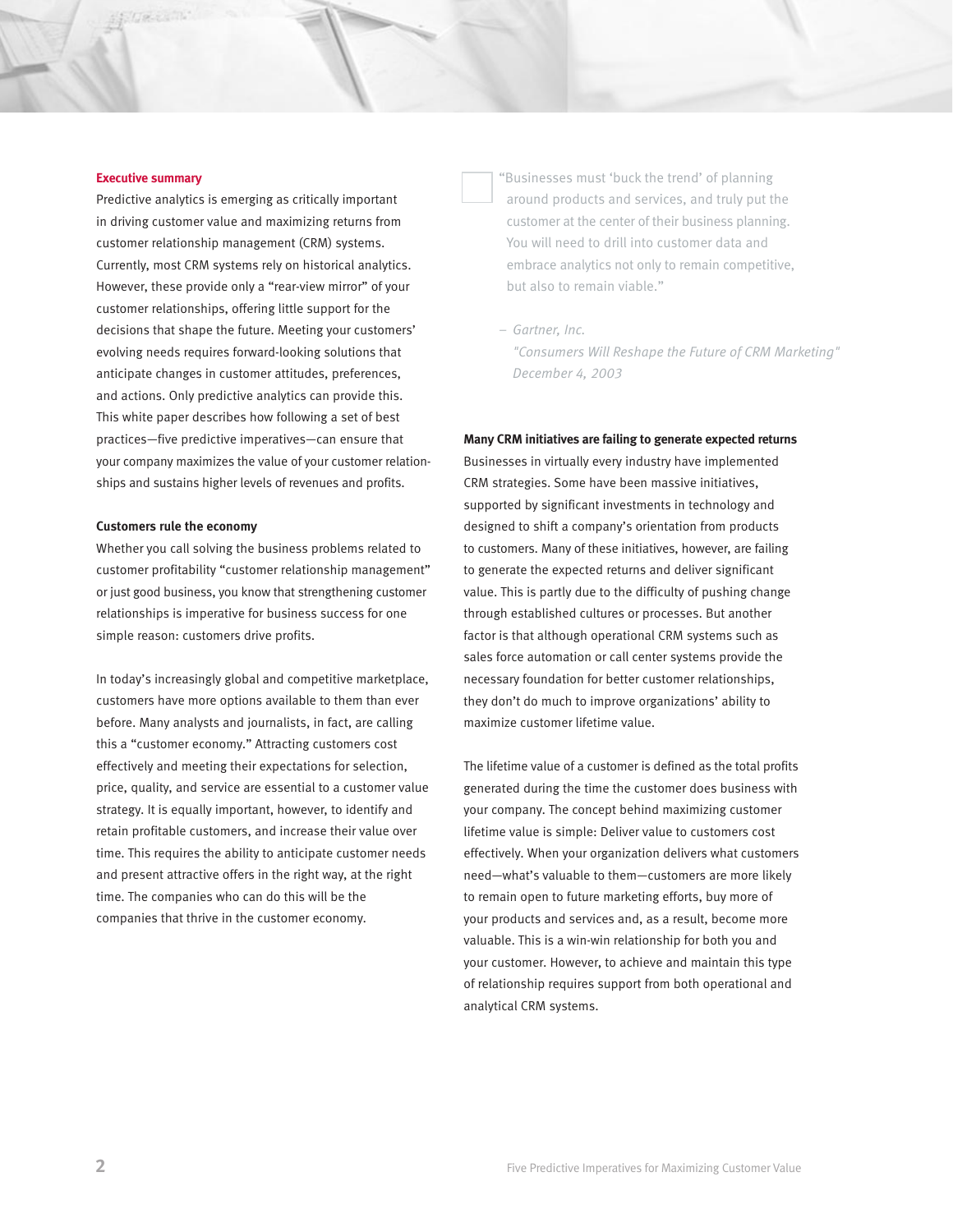## Executive summary

Predictive analytics is emerging as critically important in driving customer value and maximizing returns from customer relationship management (CRM) systems. Currently, most CRM systems rely on historical analytics. However, these provide only a "rear-view mirror" of your customer relationships, offering little support for the decisions that shape the future. Meeting your customers' evolving needs requires forward-looking solutions that anticipate changes in customer attitudes, preferences, and actions. Only predictive analytics can provide this. This white paper describes how following a set of best practices—five predictive imperatives—can ensure that your company maximizes the value of your customer relationships and sustains higher levels of revenues and profits.

### Customers rule the economy

Whether you call solving the business problems related to customer profitability "customer relationship management" or just good business, you know that strengthening customer relationships is imperative for business success for one simple reason: customers drive profits.

In today's increasingly global and competitive marketplace, customers have more options available to them than ever before. Many analysts and journalists, in fact, are calling this a "customer economy." Attracting customers cost effectively and meeting their expectations for selection, price, quality, and service are essential to a customer value strategy. It is equally important, however, to identify and retain profitable customers, and increase their value over time. This requires the ability to anticipate customer needs and present attractive offers in the right way, at the right time. The companies who can do this will be the companies that thrive in the customer economy.

> "Businesses must 'buck the trend' of planning around products and services, and truly put the customer at the center of their business planning. You will need to drill into customer data and embrace analytics not only to remain competitive, but also to remain viable."
>
> – *Gartner, Inc.*
> *"Consumers Will Reshape the Future of CRM Marketing"*
> *December 4, 2003*

### Many CRM initiatives are failing to generate expected returns

Businesses in virtually every industry have implemented CRM strategies. Some have been massive initiatives, supported by significant investments in technology and designed to shift a company's orientation from products to customers. Many of these initiatives, however, are failing to generate the expected returns and deliver significant value. This is partly due to the difficulty of pushing change through established cultures or processes. But another factor is that although operational CRM systems such as sales force automation or call center systems provide the necessary foundation for better customer relationships, they don't do much to improve organizations' ability to maximize customer lifetime value.

The lifetime value of a customer is defined as the total profits generated during the time the customer does business with your company. The concept behind maximizing customer lifetime value is simple: Deliver value to customers cost effectively. When your organization delivers what customers need—what's valuable to them—customers are more likely to remain open to future marketing efforts, buy more of your products and services and, as a result, become more valuable. This is a win-win relationship for both you and your customer. However, to achieve and maintain this type of relationship requires support from both operational and analytical CRM systems.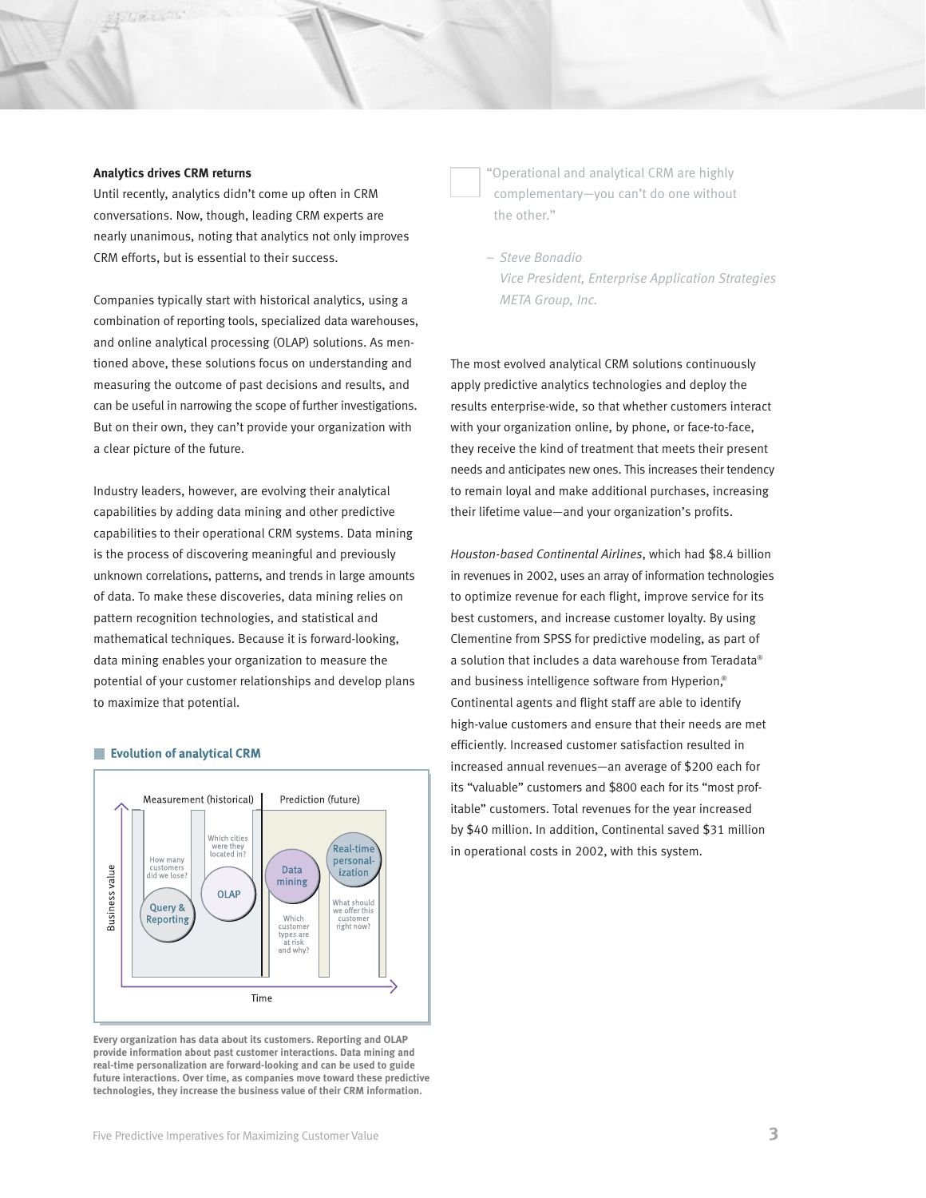**Analytics drives CRM returns**

Until recently, analytics didn't come up often in CRM conversations. Now, though, leading CRM experts are nearly unanimous, noting that analytics not only improves CRM efforts, but is essential to their success.

Companies typically start with historical analytics, using a combination of reporting tools, specialized data warehouses, and online analytical processing (OLAP) solutions. As mentioned above, these solutions focus on understanding and measuring the outcome of past decisions and results, and can be useful in narrowing the scope of further investigations. But on their own, they can't provide your organization with a clear picture of the future.

Industry leaders, however, are evolving their analytical capabilities by adding data mining and other predictive capabilities to their operational CRM systems. Data mining is the process of discovering meaningful and previously unknown correlations, patterns, and trends in large amounts of data. To make these discoveries, data mining relies on pattern recognition technologies, and statistical and mathematical techniques. Because it is forward-looking, data mining enables your organization to measure the potential of your customer relationships and develop plans to maximize that potential.

**Evolution of analytical CRM**

Measurement (historical) | Prediction (future)

Business value / Time

- Query & Reporting — How many customers did we lose?
- OLAP — Which cities were they located in?
- Data mining — Which customer types are at risk and why?
- Real-time personalization — What should we offer this customer right now?

**Every organization has data about its customers. Reporting and OLAP provide information about past customer interactions. Data mining and real-time personalization are forward-looking and can be used to guide future interactions. Over time, as companies move toward these predictive technologies, they increase the business value of their CRM information.**

> "Operational and analytical CRM are highly complementary—you can't do one without the other."
>
> – *Steve Bonadio*
> *Vice President, Enterprise Application Strategies*
> *META Group, Inc.*

The most evolved analytical CRM solutions continuously apply predictive analytics technologies and deploy the results enterprise-wide, so that whether customers interact with your organization online, by phone, or face-to-face, they receive the kind of treatment that meets their present needs and anticipates new ones. This increases their tendency to remain loyal and make additional purchases, increasing their lifetime value—and your organization's profits.

*Houston-based Continental Airlines*, which had $8.4 billion in revenues in 2002, uses an array of information technologies to optimize revenue for each flight, improve service for its best customers, and increase customer loyalty. By using Clementine from SPSS for predictive modeling, as part of a solution that includes a data warehouse from Teradata® and business intelligence software from Hyperion,® Continental agents and flight staff are able to identify high-value customers and ensure that their needs are met efficiently. Increased customer satisfaction resulted in increased annual revenues—an average of $200 each for its "valuable" customers and $800 each for its "most profitable" customers. Total revenues for the year increased by $40 million. In addition, Continental saved $31 million in operational costs in 2002, with this system.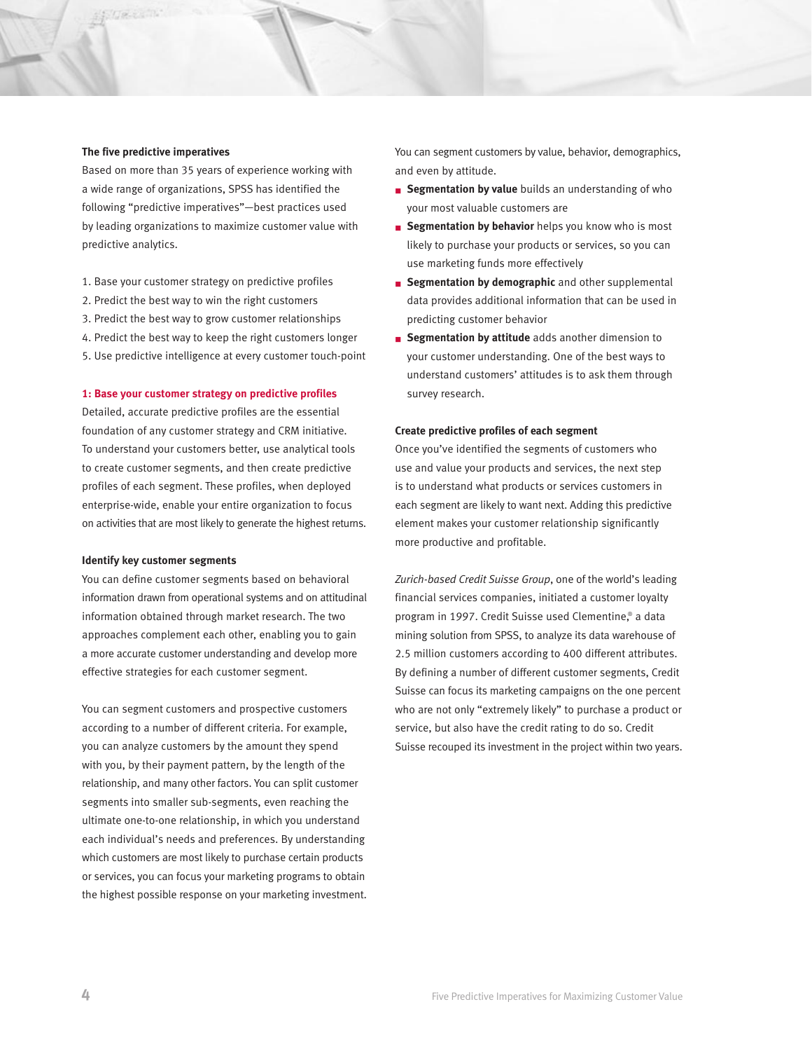### The five predictive imperatives

Based on more than 35 years of experience working with a wide range of organizations, SPSS has identified the following "predictive imperatives"—best practices used by leading organizations to maximize customer value with predictive analytics.

1. Base your customer strategy on predictive profiles
2. Predict the best way to win the right customers
3. Predict the best way to grow customer relationships
4. Predict the best way to keep the right customers longer
5. Use predictive intelligence at every customer touch-point

## 1: Base your customer strategy on predictive profiles

Detailed, accurate predictive profiles are the essential foundation of any customer strategy and CRM initiative. To understand your customers better, use analytical tools to create customer segments, and then create predictive profiles of each segment. These profiles, when deployed enterprise-wide, enable your entire organization to focus on activities that are most likely to generate the highest returns.

### Identify key customer segments

You can define customer segments based on behavioral information drawn from operational systems and on attitudinal information obtained through market research. The two approaches complement each other, enabling you to gain a more accurate customer understanding and develop more effective strategies for each customer segment.

You can segment customers and prospective customers according to a number of different criteria. For example, you can analyze customers by the amount they spend with you, by their payment pattern, by the length of the relationship, and many other factors. You can split customer segments into smaller sub-segments, even reaching the ultimate one-to-one relationship, in which you understand each individual's needs and preferences. By understanding which customers are most likely to purchase certain products or services, you can focus your marketing programs to obtain the highest possible response on your marketing investment.

You can segment customers by value, behavior, demographics, and even by attitude.

- **Segmentation by value** builds an understanding of who your most valuable customers are
- **Segmentation by behavior** helps you know who is most likely to purchase your products or services, so you can use marketing funds more effectively
- **Segmentation by demographic** and other supplemental data provides additional information that can be used in predicting customer behavior
- **Segmentation by attitude** adds another dimension to your customer understanding. One of the best ways to understand customers' attitudes is to ask them through survey research.

### Create predictive profiles of each segment

Once you've identified the segments of customers who use and value your products and services, the next step is to understand what products or services customers in each segment are likely to want next. Adding this predictive element makes your customer relationship significantly more productive and profitable.

*Zurich-based Credit Suisse Group*, one of the world's leading financial services companies, initiated a customer loyalty program in 1997. Credit Suisse used Clementine,® a data mining solution from SPSS, to analyze its data warehouse of 2.5 million customers according to 400 different attributes. By defining a number of different customer segments, Credit Suisse can focus its marketing campaigns on the one percent who are not only "extremely likely" to purchase a product or service, but also have the credit rating to do so. Credit Suisse recouped its investment in the project within two years.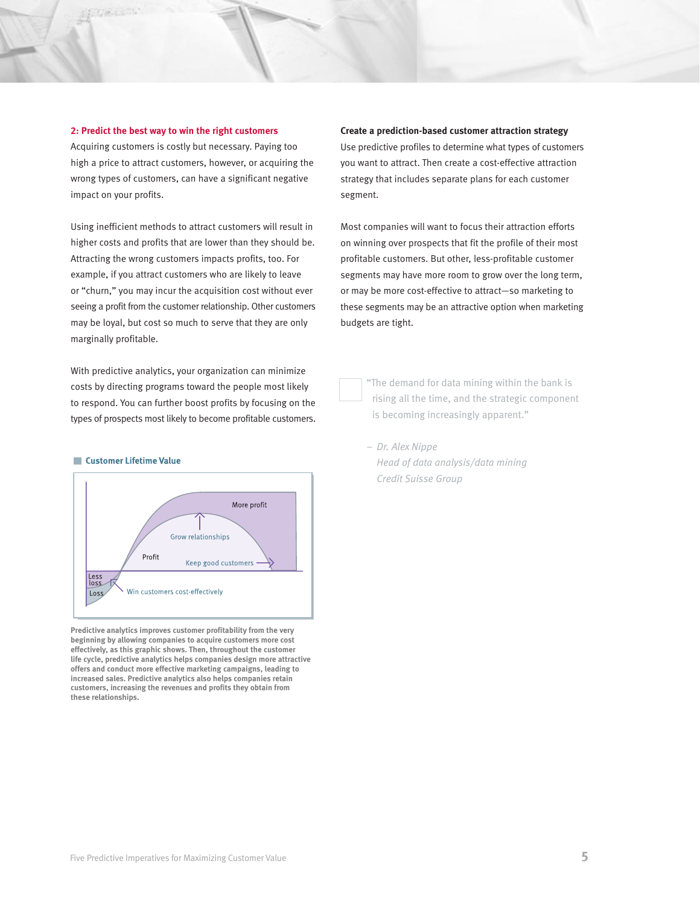## 2: Predict the best way to win the right customers

Acquiring customers is costly but necessary. Paying too high a price to attract customers, however, or acquiring the wrong types of customers, can have a significant negative impact on your profits.

Using inefficient methods to attract customers will result in higher costs and profits that are lower than they should be. Attracting the wrong customers impacts profits, too. For example, if you attract customers who are likely to leave or "churn," you may incur the acquisition cost without ever seeing a profit from the customer relationship. Other customers may be loyal, but cost so much to serve that they are only marginally profitable.

With predictive analytics, your organization can minimize costs by directing programs toward the people most likely to respond. You can further boost profits by focusing on the types of prospects most likely to become profitable customers.

**Customer Lifetime Value**

More profit

Grow relationships

Profit

Keep good customers

Less loss

Loss

Win customers cost-effectively

**Predictive analytics improves customer profitability from the very beginning by allowing companies to acquire customers more cost effectively, as this graphic shows. Then, throughout the customer life cycle, predictive analytics helps companies design more attractive offers and conduct more effective marketing campaigns, leading to increased sales. Predictive analytics also helps companies retain customers, increasing the revenues and profits they obtain from these relationships.**

### Create a prediction-based customer attraction strategy

Use predictive profiles to determine what types of customers you want to attract. Then create a cost-effective attraction strategy that includes separate plans for each customer segment.

Most companies will want to focus their attraction efforts on winning over prospects that fit the profile of their most profitable customers. But other, less-profitable customer segments may have more room to grow over the long term, or may be more cost-effective to attract—so marketing to these segments may be an attractive option when marketing budgets are tight.

> "The demand for data mining within the bank is rising all the time, and the strategic component is becoming increasingly apparent."
>
> – *Dr. Alex Nippe*
> *Head of data analysis/data mining*
> *Credit Suisse Group*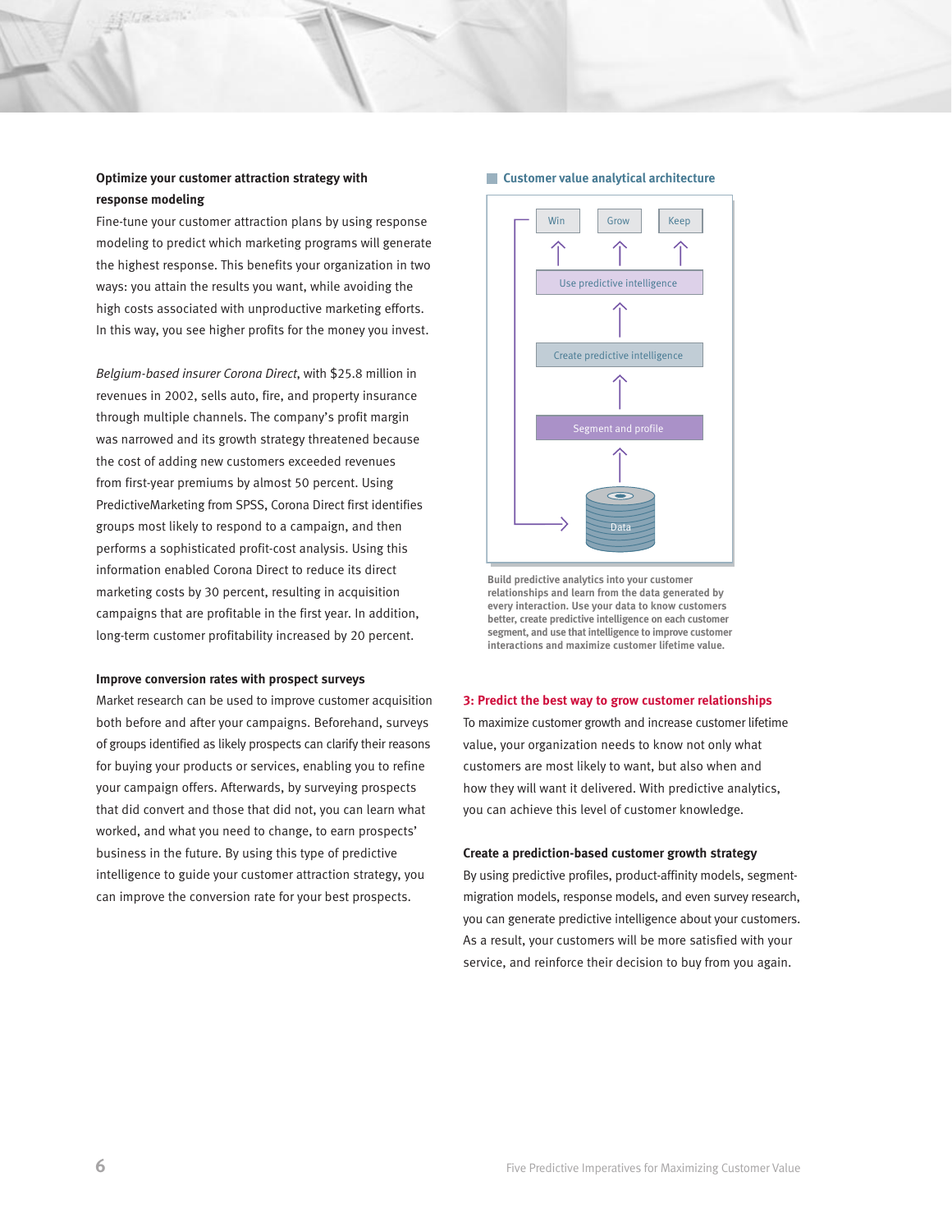### Optimize your customer attraction strategy with response modeling

Fine-tune your customer attraction plans by using response modeling to predict which marketing programs will generate the highest response. This benefits your organization in two ways: you attain the results you want, while avoiding the high costs associated with unproductive marketing efforts. In this way, you see higher profits for the money you invest.

*Belgium-based insurer Corona Direct*, with $25.8 million in revenues in 2002, sells auto, fire, and property insurance through multiple channels. The company's profit margin was narrowed and its growth strategy threatened because the cost of adding new customers exceeded revenues from first-year premiums by almost 50 percent. Using PredictiveMarketing from SPSS, Corona Direct first identifies groups most likely to respond to a campaign, and then performs a sophisticated profit-cost analysis. Using this information enabled Corona Direct to reduce its direct marketing costs by 30 percent, resulting in acquisition campaigns that are profitable in the first year. In addition, long-term customer profitability increased by 20 percent.

### Improve conversion rates with prospect surveys

Market research can be used to improve customer acquisition both before and after your campaigns. Beforehand, surveys of groups identified as likely prospects can clarify their reasons for buying your products or services, enabling you to refine your campaign offers. Afterwards, by surveying prospects that did convert and those that did not, you can learn what worked, and what you need to change, to earn prospects' business in the future. By using this type of predictive intelligence to guide your customer attraction strategy, you can improve the conversion rate for your best prospects.

**Customer value analytical architecture**

Win | Grow | Keep

Use predictive intelligence

Create predictive intelligence

Segment and profile

Data

Build predictive analytics into your customer relationships and learn from the data generated by every interaction. Use your data to know customers better, create predictive intelligence on each customer segment, and use that intelligence to improve customer interactions and maximize customer lifetime value.

## 3: Predict the best way to grow customer relationships

To maximize customer growth and increase customer lifetime value, your organization needs to know not only what customers are most likely to want, but also when and how they will want it delivered. With predictive analytics, you can achieve this level of customer knowledge.

### Create a prediction-based customer growth strategy

By using predictive profiles, product-affinity models, segment-migration models, response models, and even survey research, you can generate predictive intelligence about your customers. As a result, your customers will be more satisfied with your service, and reinforce their decision to buy from you again.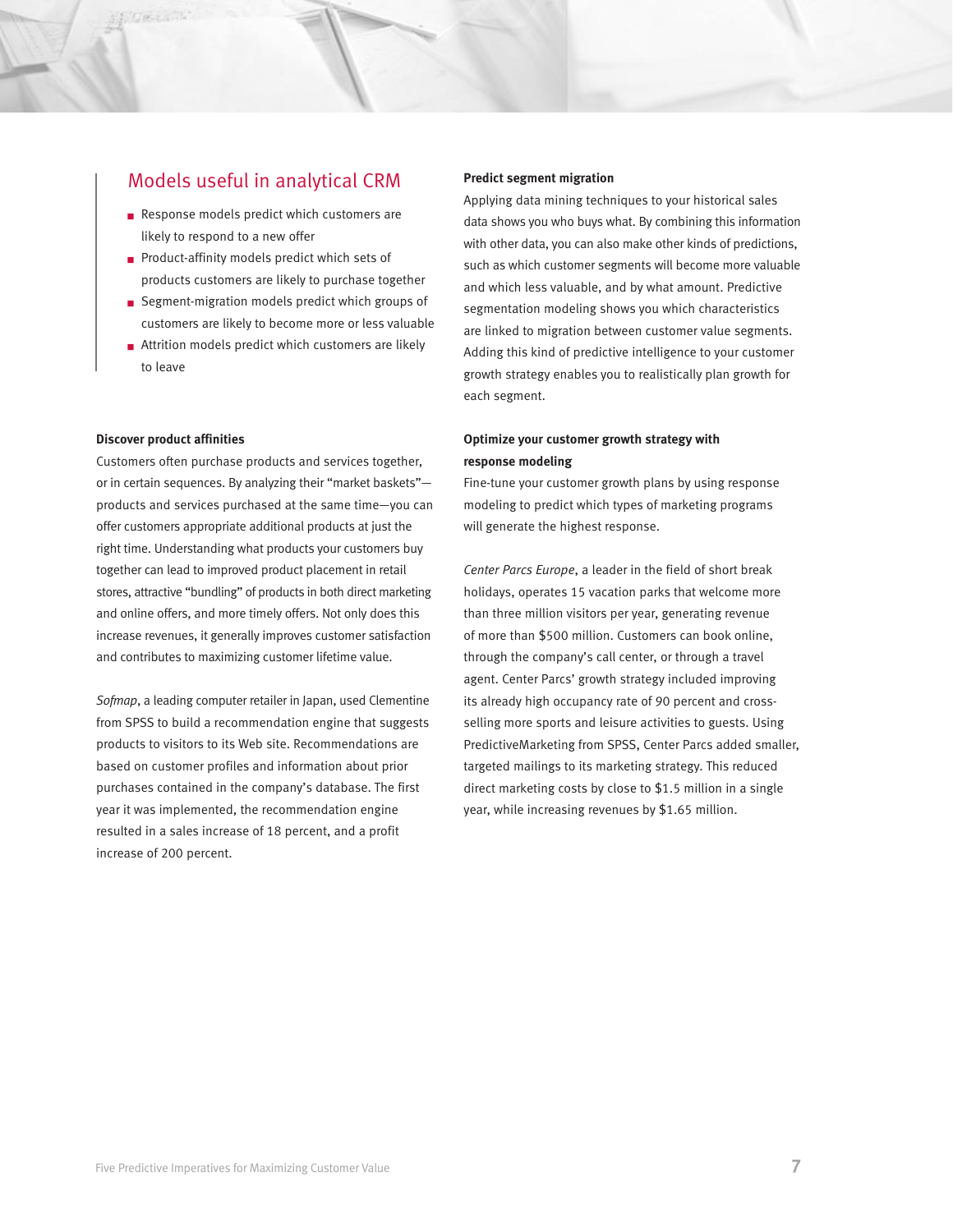## Models useful in analytical CRM

- Response models predict which customers are likely to respond to a new offer
- Product-affinity models predict which sets of products customers are likely to purchase together
- Segment-migration models predict which groups of customers are likely to become more or less valuable
- Attrition models predict which customers are likely to leave

**Discover product affinities**

Customers often purchase products and services together, or in certain sequences. By analyzing their "market baskets"—products and services purchased at the same time—you can offer customers appropriate additional products at just the right time. Understanding what products your customers buy together can lead to improved product placement in retail stores, attractive "bundling" of products in both direct marketing and online offers, and more timely offers. Not only does this increase revenues, it generally improves customer satisfaction and contributes to maximizing customer lifetime value.

*Sofmap*, a leading computer retailer in Japan, used Clementine from SPSS to build a recommendation engine that suggests products to visitors to its Web site. Recommendations are based on customer profiles and information about prior purchases contained in the company's database. The first year it was implemented, the recommendation engine resulted in a sales increase of 18 percent, and a profit increase of 200 percent.

**Predict segment migration**

Applying data mining techniques to your historical sales data shows you who buys what. By combining this information with other data, you can also make other kinds of predictions, such as which customer segments will become more valuable and which less valuable, and by what amount. Predictive segmentation modeling shows you which characteristics are linked to migration between customer value segments. Adding this kind of predictive intelligence to your customer growth strategy enables you to realistically plan growth for each segment.

**Optimize your customer growth strategy with response modeling**

Fine-tune your customer growth plans by using response modeling to predict which types of marketing programs will generate the highest response.

*Center Parcs Europe*, a leader in the field of short break holidays, operates 15 vacation parks that welcome more than three million visitors per year, generating revenue of more than $500 million. Customers can book online, through the company's call center, or through a travel agent. Center Parcs' growth strategy included improving its already high occupancy rate of 90 percent and cross-selling more sports and leisure activities to guests. Using PredictiveMarketing from SPSS, Center Parcs added smaller, targeted mailings to its marketing strategy. This reduced direct marketing costs by close to $1.5 million in a single year, while increasing revenues by $1.65 million.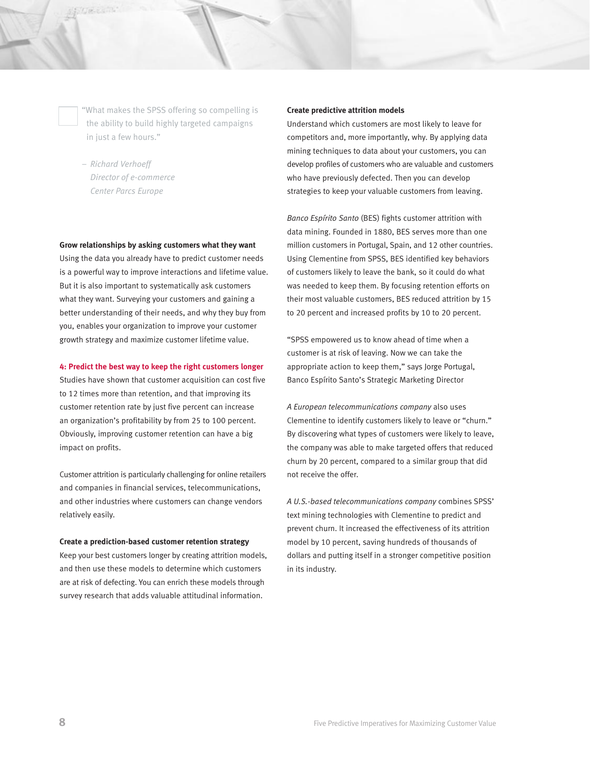> "What makes the SPSS offering so compelling is the ability to build highly targeted campaigns in just a few hours."
>
> – *Richard Verhoeff*
> *Director of e-commerce*
> *Center Parcs Europe*

**Grow relationships by asking customers what they want**

Using the data you already have to predict customer needs is a powerful way to improve interactions and lifetime value. But it is also important to systematically ask customers what they want. Surveying your customers and gaining a better understanding of their needs, and why they buy from you, enables your organization to improve your customer growth strategy and maximize customer lifetime value.

## 4: Predict the best way to keep the right customers longer

Studies have shown that customer acquisition can cost five to 12 times more than retention, and that improving its customer retention rate by just five percent can increase an organization's profitability by from 25 to 100 percent. Obviously, improving customer retention can have a big impact on profits.

Customer attrition is particularly challenging for online retailers and companies in financial services, telecommunications, and other industries where customers can change vendors relatively easily.

**Create a prediction-based customer retention strategy**

Keep your best customers longer by creating attrition models, and then use these models to determine which customers are at risk of defecting. You can enrich these models through survey research that adds valuable attitudinal information.

**Create predictive attrition models**

Understand which customers are most likely to leave for competitors and, more importantly, why. By applying data mining techniques to data about your customers, you can develop profiles of customers who are valuable and customers who have previously defected. Then you can develop strategies to keep your valuable customers from leaving.

*Banco Espírito Santo* (BES) fights customer attrition with data mining. Founded in 1880, BES serves more than one million customers in Portugal, Spain, and 12 other countries. Using Clementine from SPSS, BES identified key behaviors of customers likely to leave the bank, so it could do what was needed to keep them. By focusing retention efforts on their most valuable customers, BES reduced attrition by 15 to 20 percent and increased profits by 10 to 20 percent.

"SPSS empowered us to know ahead of time when a customer is at risk of leaving. Now we can take the appropriate action to keep them," says Jorge Portugal, Banco Espírito Santo's Strategic Marketing Director

*A European telecommunications company* also uses Clementine to identify customers likely to leave or "churn." By discovering what types of customers were likely to leave, the company was able to make targeted offers that reduced churn by 20 percent, compared to a similar group that did not receive the offer.

*A U.S.-based telecommunications company* combines SPSS' text mining technologies with Clementine to predict and prevent churn. It increased the effectiveness of its attrition model by 10 percent, saving hundreds of thousands of dollars and putting itself in a stronger competitive position in its industry.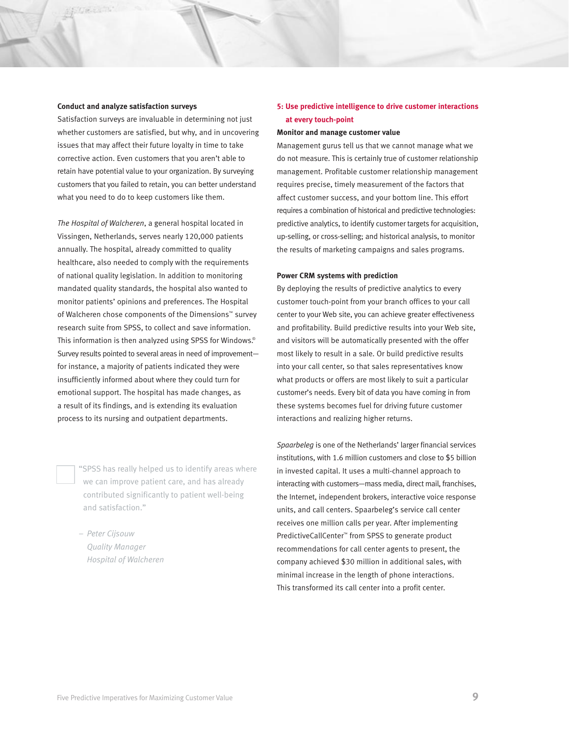### Conduct and analyze satisfaction surveys

Satisfaction surveys are invaluable in determining not just whether customers are satisfied, but why, and in uncovering issues that may affect their future loyalty in time to take corrective action. Even customers that you aren't able to retain have potential value to your organization. By surveying customers that you failed to retain, you can better understand what you need to do to keep customers like them.

*The Hospital of Walcheren*, a general hospital located in Vissingen, Netherlands, serves nearly 120,000 patients annually. The hospital, already committed to quality healthcare, also needed to comply with the requirements of national quality legislation. In addition to monitoring mandated quality standards, the hospital also wanted to monitor patients' opinions and preferences. The Hospital of Walcheren chose components of the Dimensions™ survey research suite from SPSS, to collect and save information. This information is then analyzed using SPSS for Windows.® Survey results pointed to several areas in need of improvement—for instance, a majority of patients indicated they were insufficiently informed about where they could turn for emotional support. The hospital has made changes, as a result of its findings, and is extending its evaluation process to its nursing and outpatient departments.

> "SPSS has really helped us to identify areas where we can improve patient care, and has already contributed significantly to patient well-being and satisfaction."
>
> – *Peter Cijsouw*
> *Quality Manager*
> *Hospital of Walcheren*

## 5: Use predictive intelligence to drive customer interactions at every touch-point

### Monitor and manage customer value

Management gurus tell us that we cannot manage what we do not measure. This is certainly true of customer relationship management. Profitable customer relationship management requires precise, timely measurement of the factors that affect customer success, and your bottom line. This effort requires a combination of historical and predictive technologies: predictive analytics, to identify customer targets for acquisition, up-selling, or cross-selling; and historical analysis, to monitor the results of marketing campaigns and sales programs.

### Power CRM systems with prediction

By deploying the results of predictive analytics to every customer touch-point from your branch offices to your call center to your Web site, you can achieve greater effectiveness and profitability. Build predictive results into your Web site, and visitors will be automatically presented with the offer most likely to result in a sale. Or build predictive results into your call center, so that sales representatives know what products or offers are most likely to suit a particular customer's needs. Every bit of data you have coming in from these systems becomes fuel for driving future customer interactions and realizing higher returns.

*Spaarbeleg* is one of the Netherlands' larger financial services institutions, with 1.6 million customers and close to $5 billion in invested capital. It uses a multi-channel approach to interacting with customers—mass media, direct mail, franchises, the Internet, independent brokers, interactive voice response units, and call centers. Spaarbeleg's service call center receives one million calls per year. After implementing PredictiveCallCenter™ from SPSS to generate product recommendations for call center agents to present, the company achieved $30 million in additional sales, with minimal increase in the length of phone interactions. This transformed its call center into a profit center.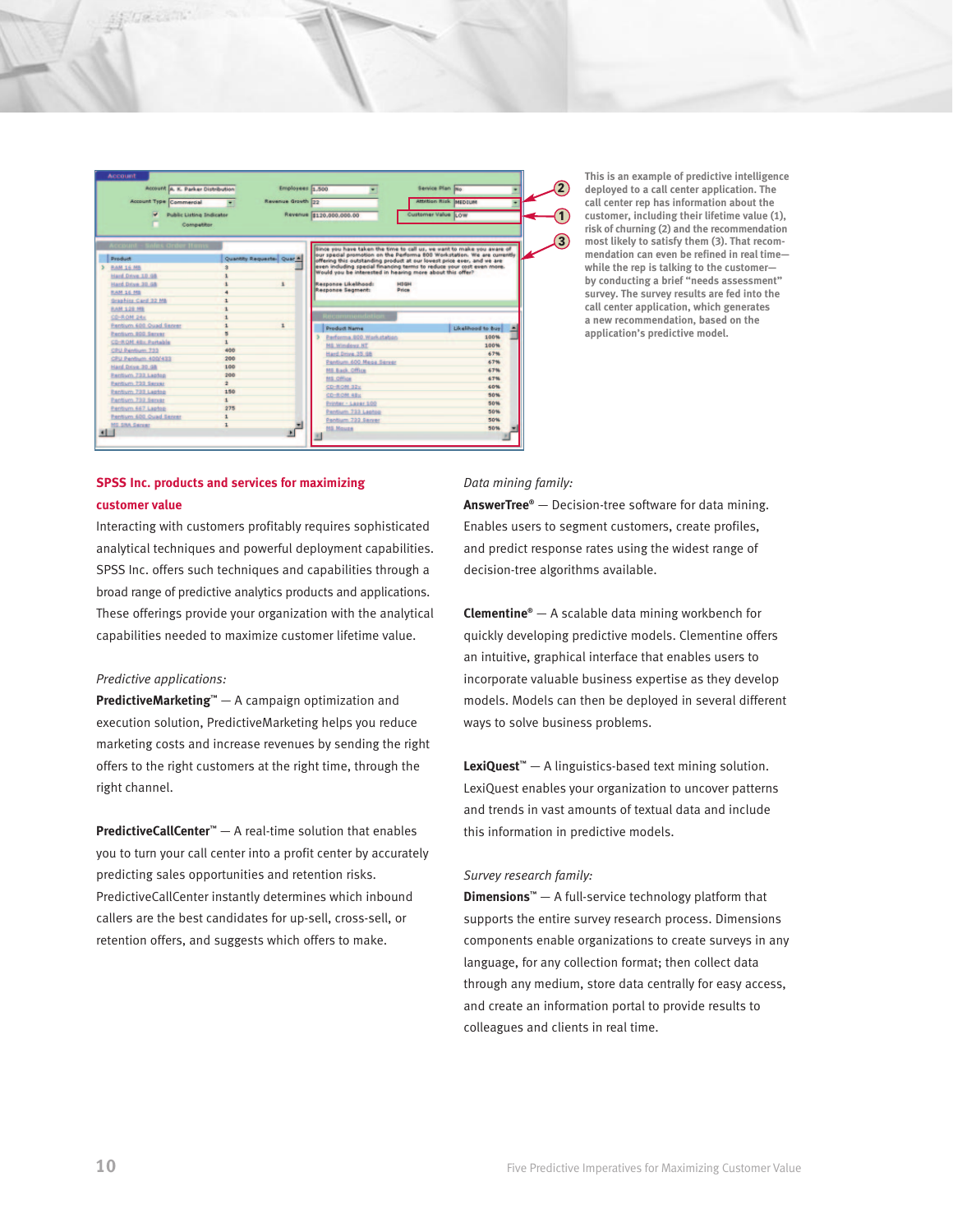This is an example of predictive intelligence deployed to a call center application. The call center rep has information about the customer, including their lifetime value (1), risk of churning (2) and the recommendation most likely to satisfy them (3). That recommendation can even be refined in real time—while the rep is talking to the customer—by conducting a brief "needs assessment" survey. The survey results are fed into the call center application, which generates a new recommendation, based on the application's predictive model.

## SPSS Inc. products and services for maximizing customer value

Interacting with customers profitably requires sophisticated analytical techniques and powerful deployment capabilities. SPSS Inc. offers such techniques and capabilities through a broad range of predictive analytics products and applications. These offerings provide your organization with the analytical capabilities needed to maximize customer lifetime value.

*Predictive applications:*

**PredictiveMarketing™** — A campaign optimization and execution solution, PredictiveMarketing helps you reduce marketing costs and increase revenues by sending the right offers to the right customers at the right time, through the right channel.

**PredictiveCallCenter™** — A real-time solution that enables you to turn your call center into a profit center by accurately predicting sales opportunities and retention risks. PredictiveCallCenter instantly determines which inbound callers are the best candidates for up-sell, cross-sell, or retention offers, and suggests which offers to make.

*Data mining family:*

**AnswerTree®** — Decision-tree software for data mining. Enables users to segment customers, create profiles, and predict response rates using the widest range of decision-tree algorithms available.

**Clementine®** — A scalable data mining workbench for quickly developing predictive models. Clementine offers an intuitive, graphical interface that enables users to incorporate valuable business expertise as they develop models. Models can then be deployed in several different ways to solve business problems.

**LexiQuest™** — A linguistics-based text mining solution. LexiQuest enables your organization to uncover patterns and trends in vast amounts of textual data and include this information in predictive models.

*Survey research family:*

**Dimensions™** — A full-service technology platform that supports the entire survey research process. Dimensions components enable organizations to create surveys in any language, for any collection format; then collect data through any medium, store data centrally for easy access, and create an information portal to provide results to colleagues and clients in real time.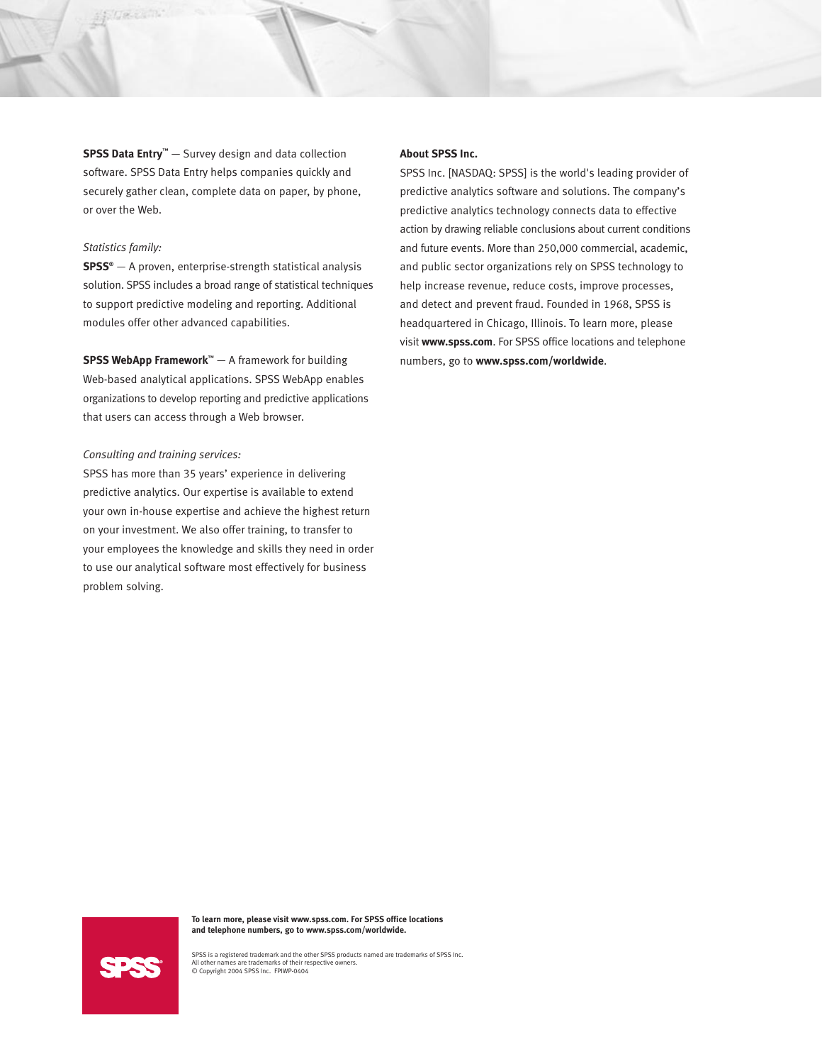**SPSS Data Entry™** — Survey design and data collection software. SPSS Data Entry helps companies quickly and securely gather clean, complete data on paper, by phone, or over the Web.

*Statistics family:*

**SPSS®** — A proven, enterprise-strength statistical analysis solution. SPSS includes a broad range of statistical techniques to support predictive modeling and reporting. Additional modules offer other advanced capabilities.

**SPSS WebApp Framework™** — A framework for building Web-based analytical applications. SPSS WebApp enables organizations to develop reporting and predictive applications that users can access through a Web browser.

*Consulting and training services:*

SPSS has more than 35 years' experience in delivering predictive analytics. Our expertise is available to extend your own in-house expertise and achieve the highest return on your investment. We also offer training, to transfer to your employees the knowledge and skills they need in order to use our analytical software most effectively for business problem solving.

**About SPSS Inc.**

SPSS Inc. [NASDAQ: SPSS] is the world's leading provider of predictive analytics software and solutions. The company's predictive analytics technology connects data to effective action by drawing reliable conclusions about current conditions and future events. More than 250,000 commercial, academic, and public sector organizations rely on SPSS technology to help increase revenue, reduce costs, improve processes, and detect and prevent fraud. Founded in 1968, SPSS is headquartered in Chicago, Illinois. To learn more, please visit **www.spss.com**. For SPSS office locations and telephone numbers, go to **www.spss.com/worldwide**.

SPSS

**To learn more, please visit www.spss.com. For SPSS office locations and telephone numbers, go to www.spss.com/worldwide.**

SPSS is a registered trademark and the other SPSS products named are trademarks of SPSS Inc.
All other names are trademarks of their respective owners.
© Copyright 2004 SPSS Inc. FPIWP-0404